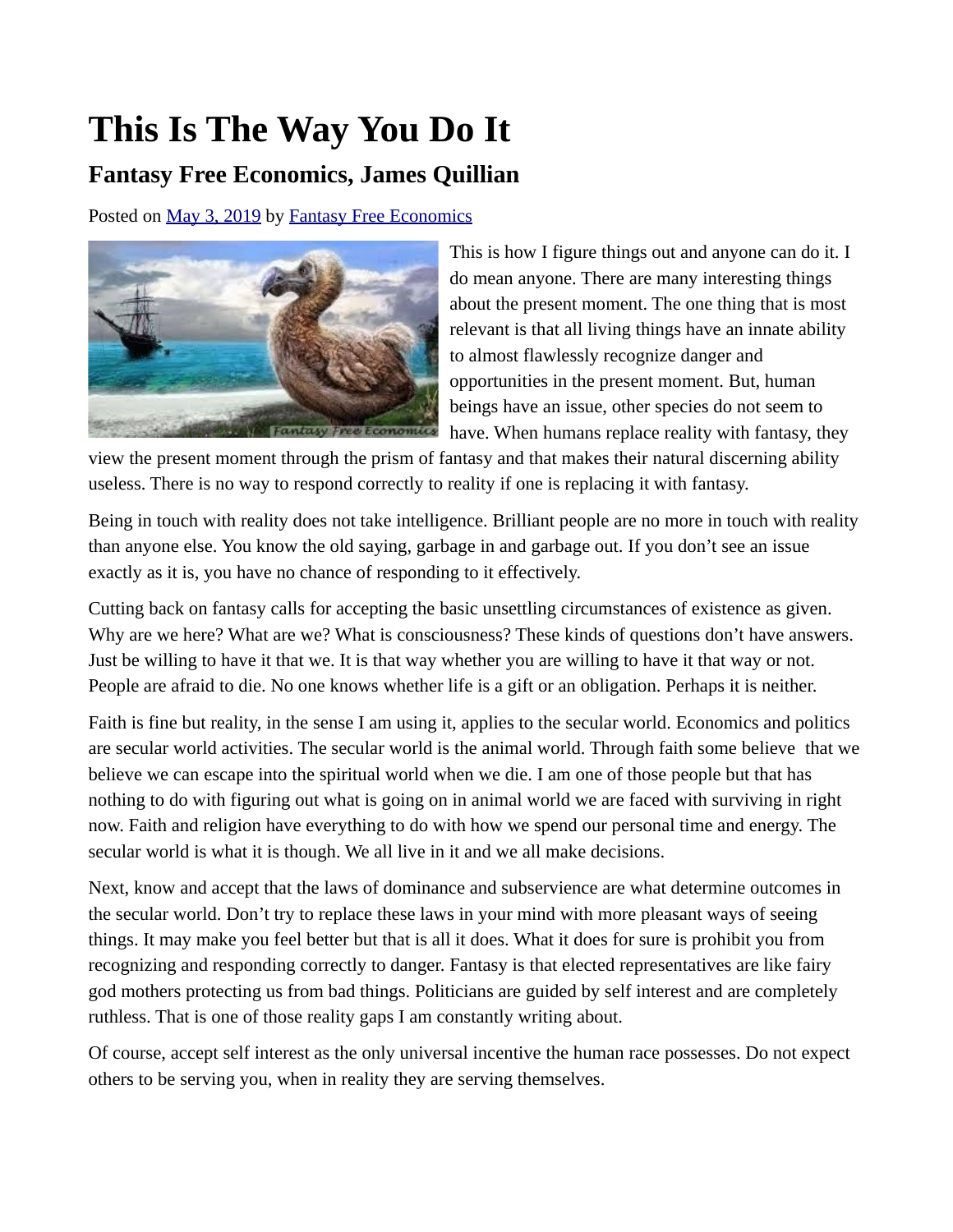# This Is The Way You Do It

## Fantasy Free Economics, James Quillian

Posted on [May 3, 2019](#) by [Fantasy Free Economics](#)

This is how I figure things out and anyone can do it. I do mean anyone. There are many interesting things about the present moment. The one thing that is most relevant is that all living things have an innate ability to almost flawlessly recognize danger and opportunities in the present moment. But, human beings have an issue, other species do not seem to have. When humans replace reality with fantasy, they view the present moment through the prism of fantasy and that makes their natural discerning ability useless. There is no way to respond correctly to reality if one is replacing it with fantasy.

Being in touch with reality does not take intelligence. Brilliant people are no more in touch with reality than anyone else. You know the old saying, garbage in and garbage out. If you don't see an issue exactly as it is, you have no chance of responding to it effectively.

Cutting back on fantasy calls for accepting the basic unsettling circumstances of existence as given. Why are we here? What are we? What is consciousness? These kinds of questions don't have answers. Just be willing to have it that we. It is that way whether you are willing to have it that way or not. People are afraid to die. No one knows whether life is a gift or an obligation. Perhaps it is neither.

Faith is fine but reality, in the sense I am using it, applies to the secular world. Economics and politics are secular world activities. The secular world is the animal world. Through faith some believe that we believe we can escape into the spiritual world when we die. I am one of those people but that has nothing to do with figuring out what is going on in animal world we are faced with surviving in right now. Faith and religion have everything to do with how we spend our personal time and energy. The secular world is what it is though. We all live in it and we all make decisions.

Next, know and accept that the laws of dominance and subservience are what determine outcomes in the secular world. Don't try to replace these laws in your mind with more pleasant ways of seeing things. It may make you feel better but that is all it does. What it does for sure is prohibit you from recognizing and responding correctly to danger. Fantasy is that elected representatives are like fairy god mothers protecting us from bad things. Politicians are guided by self interest and are completely ruthless. That is one of those reality gaps I am constantly writing about.

Of course, accept self interest as the only universal incentive the human race possesses. Do not expect others to be serving you, when in reality they are serving themselves.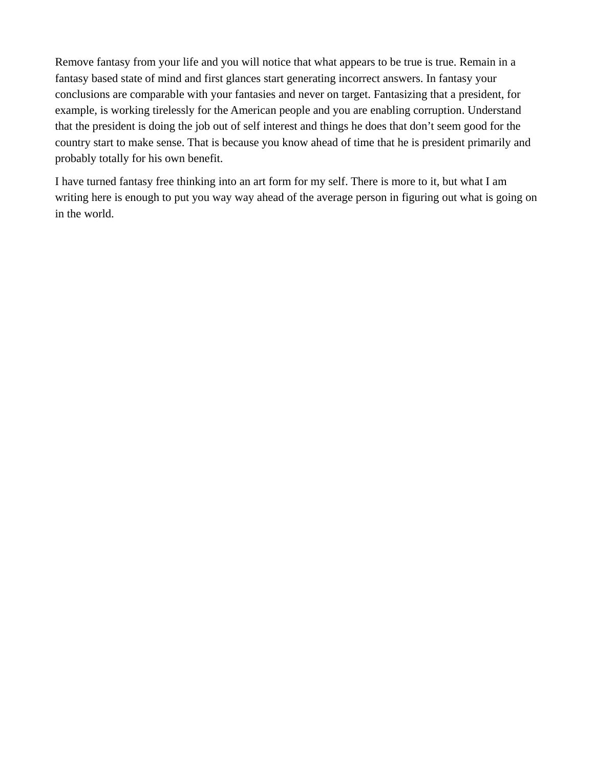Remove fantasy from your life and you will notice that what appears to be true is true. Remain in a fantasy based state of mind and first glances start generating incorrect answers. In fantasy your conclusions are comparable with your fantasies and never on target. Fantasizing that a president, for example, is working tirelessly for the American people and you are enabling corruption. Understand that the president is doing the job out of self interest and things he does that don't seem good for the country start to make sense. That is because you know ahead of time that he is president primarily and probably totally for his own benefit.

I have turned fantasy free thinking into an art form for my self. There is more to it, but what I am writing here is enough to put you way way ahead of the average person in figuring out what is going on in the world.